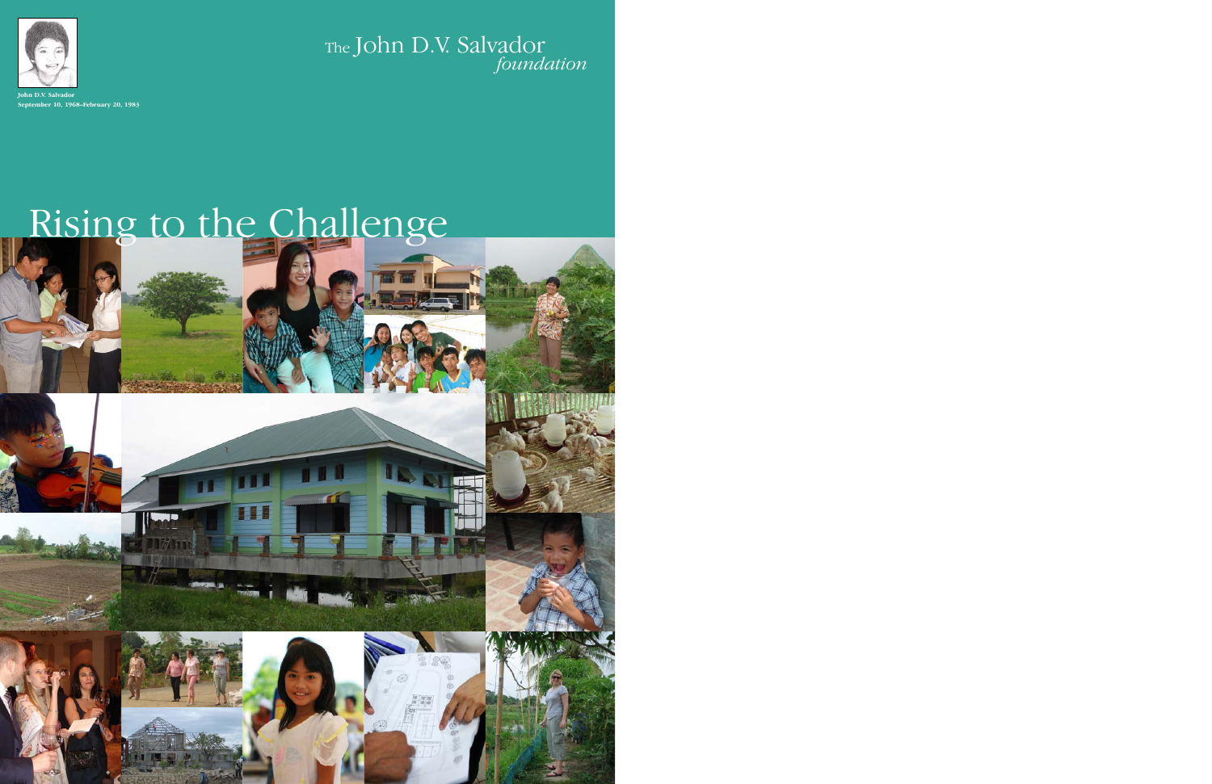John D.V. Salvador
September 10, 1968–February 20, 1983

The John D.V. Salvador *foundation*

# Rising to the Challenge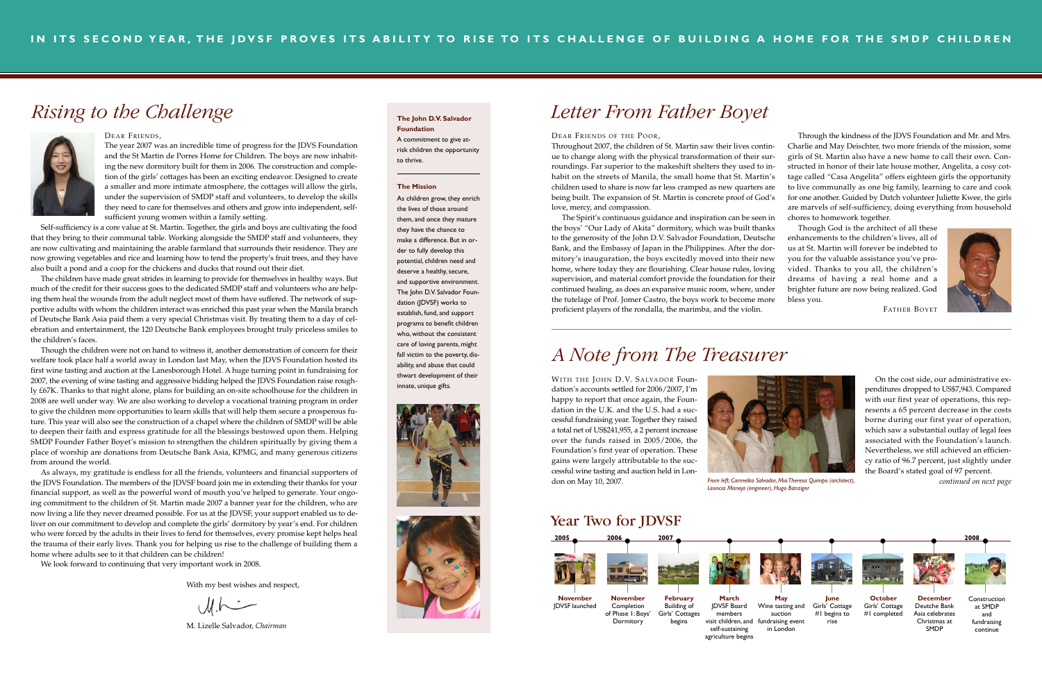**IN ITS SECOND YEAR, THE JDVSF PROVES ITS ABILITY TO RISE TO ITS CHALLENGE OF BUILDING A HOME FOR THE SMDP CHILDREN**

# Rising to the Challenge

Dear Friends,

The year 2007 was an incredible time of progress for the JDVS Foundation and the St Martin de Porres Home for Children. The boys are now inhabiting the new dormitory built for them in 2006. The construction and completion of the girls' cottages has been an exciting endeavor. Designed to create a smaller and more intimate atmosphere, the cottages will allow the girls, under the supervision of SMDP staff and volunteers, to develop the skills they need to care for themselves and others and grow into independent, self-sufficient young women within a family setting.

Self-sufficiency is a core value at St. Martin. Together, the girls and boys are cultivating the food that they bring to their communal table. Working alongside the SMDP staff and volunteers, they are now cultivating and maintaining the arable farmland that surrounds their residence. They are now growing vegetables and rice and learning how to tend the property's fruit trees, and they have also built a pond and a coop for the chickens and ducks that round out their diet.

The children have made great strides in learning to provide for themselves in healthy ways. But much of the credit for their success goes to the dedicated SMDP staff and volunteers who are helping them heal the wounds from the adult neglect most of them have suffered. The network of supportive adults with whom the children interact was enriched this past year when the Manila branch of Deutsche Bank Asia paid them a very special Christmas visit. By treating them to a day of celebration and entertainment, the 120 Deutsche Bank employees brought truly priceless smiles to the children's faces.

Though the children were not on hand to witness it, another demonstration of concern for their welfare took place half a world away in London last May, when the JDVS Foundation hosted its first wine tasting and auction at the Lanesborough Hotel. A huge turning point in fundraising for 2007, the evening of wine tasting and aggressive bidding helped the JDVS Foundation raise roughly £67K. Thanks to that night alone, plans for building an on-site schoolhouse for the children in 2008 are well under way. We are also working to develop a vocational training program in order to give the children more opportunities to learn skills that will help them secure a prosperous future. This year will also see the construction of a chapel where the children of SMDP will be able to deepen their faith and express gratitude for all the blessings bestowed upon them. Helping SMDP Founder Father Boyet's mission to strengthen the children spiritually by giving them a place of worship are donations from Deutsche Bank Asia, KPMG, and many generous citizens from around the world.

As always, my gratitude is endless for all the friends, volunteers and financial supporters of the JDVS Foundation. The members of the JDVSF board join me in extending their thanks for your financial support, as well as the powerful word of mouth you've helped to generate. Your ongoing commitment to the children of St. Martin made 2007 a banner year for the children, who are now living a life they never dreamed possible. For us at the JDVSF, your support enabled us to deliver on our commitment to develop and complete the girls' dormitory by year's end. For children who were forced by the adults in their lives to fend for themselves, every promise kept helps heal the trauma of their early lives. Thank you for helping us rise to the challenge of building them a home where adults see to it that children can be children!

We look forward to continuing that very important work in 2008.

With my best wishes and respect,

M. Lizelle Salvador, *Chairman*

**The John D.V. Salvador Foundation**

A commitment to give at-risk children the opportunity to thrive.

**The Mission**

As children grow, they enrich the lives of those around them, and once they mature they have the chance to make a difference. But in order to fully develop this potential, children need and deserve a healthy, secure, and supportive environment. The John D.V. Salvador Foundation (JDVSF) works to establish, fund, and support programs to benefit children who, without the consistent care of loving parents, might fall victim to the poverty, disability, and abuse that could thwart development of their innate, unique gifts.

# Letter From Father Boyet

Dear Friends of the Poor,

Throughout 2007, the children of St. Martin saw their lives continue to change along with the physical transformation of their surroundings. Far superior to the makeshift shelters they used to inhabit on the streets of Manila, the small home that St. Martin's children used to share is now far less cramped as new quarters are being built. The expansion of St. Martin is concrete proof of God's love, mercy, and compassion.

The Spirit's continuous guidance and inspiration can be seen in the boys' "Our Lady of Akita" dormitory, which was built thanks to the generosity of the John D.V. Salvador Foundation, Deutsche Bank, and the Embassy of Japan in the Philippines. After the dormitory's inauguration, the boys excitedly moved into their new home, where today they are flourishing. Clear house rules, loving supervision, and material comfort provide the foundation for their continued healing, as does an expansive music room, where, under the tutelage of Prof. Jomer Castro, the boys work to become more proficient players of the rondalla, the marimba, and the violin.

Through the kindness of the JDVS Foundation and Mr. and Mrs. Charlie and May Deischter, two more friends of the mission, some girls of St. Martin also have a new home to call their own. Constructed in honor of their late house mother, Angelita, a cosy cottage called "Casa Angelita" offers eighteen girls the opportunity to live communally as one big family, learning to care and cook for one another. Guided by Dutch volunteer Juliette Kwee, the girls are marvels of self-sufficiency, doing everything from household chores to homework together.

Though God is the architect of all these enhancements to the children's lives, all of us at St. Martin will forever be indebted to you for the valuable assistance you've provided. Thanks to you all, the children's dreams of having a real home and a brighter future are now being realized. God bless you.

Father Boyet

# A Note from The Treasurer

With the John D.V. Salvador Foundation's accounts settled for 2006/2007, I'm happy to report that once again, the Foundation in the U.K. and the U.S. had a successful fundraising year. Together they raised a total net of US$241,955, a 2 percent increase over the funds raised in 2005/2006, the Foundation's first year of operation. These gains were largely attributable to the successful wine tasting and auction held in London on May 10, 2007.

*From left: Carmelita Salvador, Mia Theresa Quimpo (architect), Leoncia Maneja (engineer), Hugo Bänziger*

On the cost side, our administrative expenditures dropped to US$7,943. Compared with our first year of operations, this represents a 65 percent decrease in the costs borne during our first year of operation, which saw a substantial outlay of legal fees associated with the Foundation's launch. Nevertheless, we still achieved an efficiency ratio of 96.7 percent, just slightly under the Board's stated goal of 97 percent.

*continued on next page*

## Year Two for JDVSF

- **2005 – November:** JDVSF launched
- **2006 – November:** Completion of Phase 1: Boys' Dormitory
- **2007 – February:** Building of Girls' Cottages begins
- **March:** JDVSF Board members visit children, and self-sustaining agriculture begins
- **May:** Wine tasting and auction fundraising event in London
- **June:** Girls' Cottage #1 begins to rise
- **October:** Girls' Cottage #1 completed
- **December:** Deutche Bank Asia celebrates Christmas at SMDP
- **2008:** Construction at SMDP and fundraising continue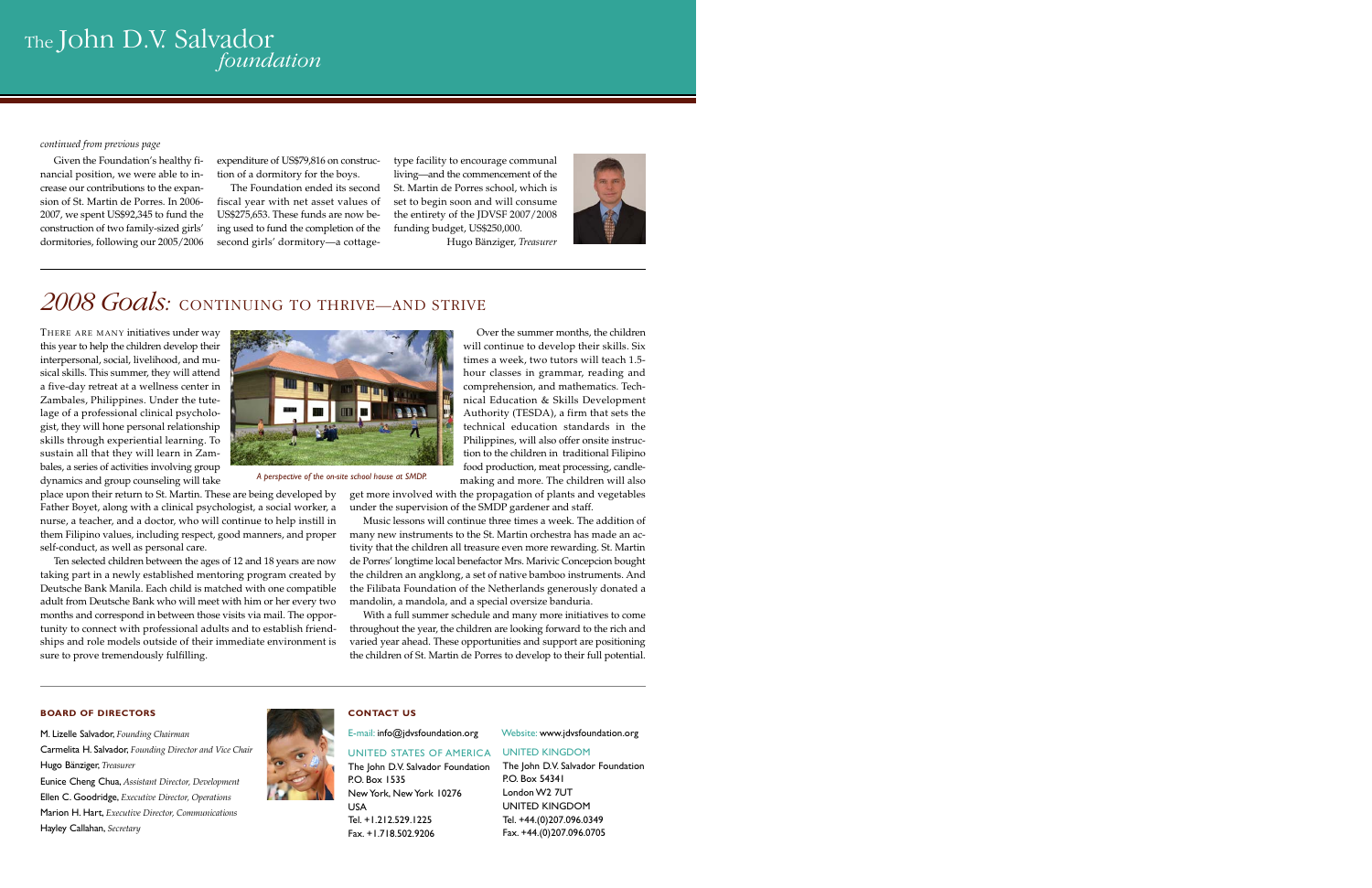# The John D.V. Salvador *foundation*

*continued from previous page*

Given the Foundation's healthy financial position, we were able to increase our contributions to the expansion of St. Martin de Porres. In 2006-2007, we spent US$92,345 to fund the construction of two family-sized girls' dormitories, following our 2005/2006 expenditure of US$79,816 on construction of a dormitory for the boys.

The Foundation ended its second fiscal year with net asset values of US$275,653. These funds are now being used to fund the completion of the second girls' dormitory—a cottage-type facility to encourage communal living—and the commencement of the St. Martin de Porres school, which is set to begin soon and will consume the entirety of the JDVSF 2007/2008 funding budget, US$250,000.

Hugo Bänziger, *Treasurer*

## *2008 Goals:* CONTINUING TO THRIVE—AND STRIVE

THERE ARE MANY initiatives under way this year to help the children develop their interpersonal, social, livelihood, and musical skills. This summer, they will attend a five-day retreat at a wellness center in Zambales, Philippines. Under the tutelage of a professional clinical psychologist, they will hone personal relationship skills through experiential learning. To sustain all that they will learn in Zambales, a series of activities involving group dynamics and group counseling will take place upon their return to St. Martin. These are being developed by Father Boyet, along with a clinical psychologist, a social worker, a nurse, a teacher, and a doctor, who will continue to help instill in them Filipino values, including respect, good manners, and proper self-conduct, as well as personal care.

Ten selected children between the ages of 12 and 18 years are now taking part in a newly established mentoring program created by Deutsche Bank Manila. Each child is matched with one compatible adult from Deutsche Bank who will meet with him or her every two months and correspond in between those visits via mail. The opportunity to connect with professional adults and to establish friendships and role models outside of their immediate environment is sure to prove tremendously fulfilling.

*A perspective of the on-site school house at SMDP.*

Over the summer months, the children will continue to develop their skills. Six times a week, two tutors will teach 1.5-hour classes in grammar, reading and comprehension, and mathematics. Technical Education & Skills Development Authority (TESDA), a firm that sets the technical education standards in the Philippines, will also offer onsite instruction to the children in traditional Filipino food production, meat processing, candle-making and more. The children will also get more involved with the propagation of plants and vegetables under the supervision of the SMDP gardener and staff.

Music lessons will continue three times a week. The addition of many new instruments to the St. Martin orchestra has made an activity that the children all treasure even more rewarding. St. Martin de Porres' longtime local benefactor Mrs. Marivic Concepcion bought the children an angklong, a set of native bamboo instruments. And the Filibata Foundation of the Netherlands generously donated a mandolin, a mandola, and a special oversize banduria.

With a full summer schedule and many more initiatives to come throughout the year, the children are looking forward to the rich and varied year ahead. These opportunities and support are positioning the children of St. Martin de Porres to develop to their full potential.

### BOARD OF DIRECTORS

M. Lizelle Salvador, *Founding Chairman*
Carmelita H. Salvador, *Founding Director and Vice Chair*
Hugo Bänziger, *Treasurer*
Eunice Cheng Chua, *Assistant Director, Development*
Ellen C. Goodridge, *Executive Director, Operations*
Marion H. Hart, *Executive Director, Communications*
Hayley Callahan, *Secretary*

### CONTACT US

E-mail: info@jdvsfoundation.org
Website: www.jdvsfoundation.org

UNITED STATES OF AMERICA
The John D.V. Salvador Foundation
P.O. Box 1535
New York, New York 10276
USA
Tel. +1.212.529.1225
Fax. +1.718.502.9206

UNITED KINGDOM
The John D.V. Salvador Foundation
P.O. Box 54341
London W2 7UT
UNITED KINGDOM
Tel. +44.(0)207.096.0349
Fax. +44.(0)207.096.0705